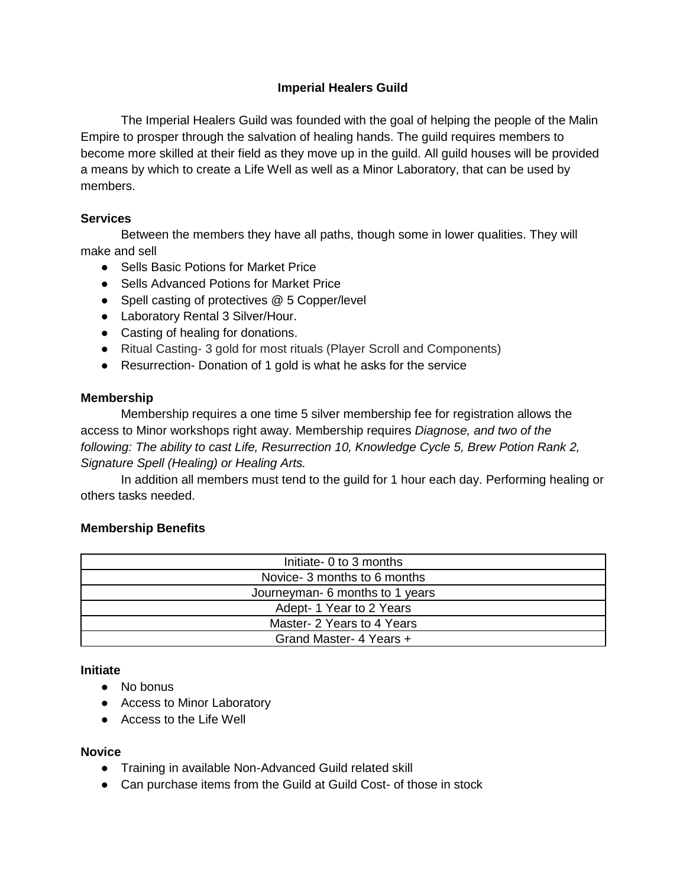# Imperial Healers Guild

The Imperial Healers Guild was founded with the goal of helping the people of the Malin Empire to prosper through the salvation of healing hands. The guild requires members to become more skilled at their field as they move up in the guild. All guild houses will be provided a means by which to create a Life Well as well as a Minor Laboratory, that can be used by members.

## Services

Between the members they have all paths, though some in lower qualities. They will make and sell

- Sells Basic Potions for Market Price
- Sells Advanced Potions for Market Price
- Spell casting of protectives @ 5 Copper/level
- Laboratory Rental 3 Silver/Hour.
- Casting of healing for donations.
- Ritual Casting- 3 gold for most rituals (Player Scroll and Components)
- Resurrection- Donation of 1 gold is what he asks for the service

## Membership

Membership requires a one time 5 silver membership fee for registration allows the access to Minor workshops right away. Membership requires *Diagnose, and two of the following: The ability to cast Life, Resurrection 10, Knowledge Cycle 5, Brew Potion Rank 2, Signature Spell (Healing) or Healing Arts.*

In addition all members must tend to the guild for 1 hour each day. Performing healing or others tasks needed.

## Membership Benefits

| Initiate- 0 to 3 months |
|---|
| Novice- 3 months to 6 months |
| Journeyman- 6 months to 1 years |
| Adept- 1 Year to 2 Years |
| Master- 2 Years to 4 Years |
| Grand Master- 4 Years + |

### Initiate

- No bonus
- Access to Minor Laboratory
- Access to the Life Well

### Novice

- Training in available Non-Advanced Guild related skill
- Can purchase items from the Guild at Guild Cost- of those in stock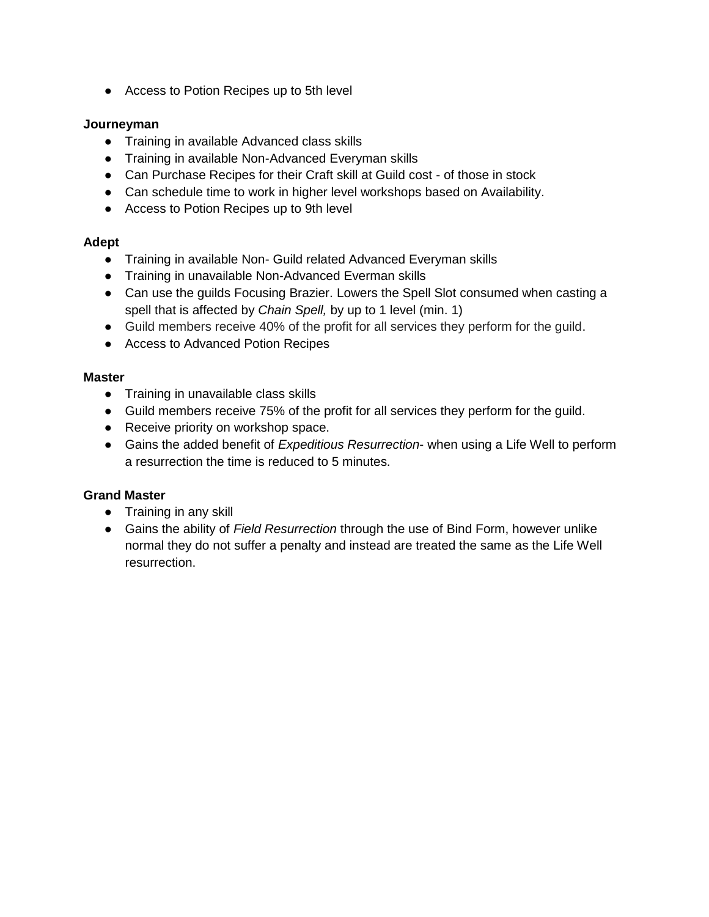- Access to Potion Recipes up to 5th level

**Journeyman**

- Training in available Advanced class skills
- Training in available Non-Advanced Everyman skills
- Can Purchase Recipes for their Craft skill at Guild cost - of those in stock
- Can schedule time to work in higher level workshops based on Availability.
- Access to Potion Recipes up to 9th level

**Adept**

- Training in available Non- Guild related Advanced Everyman skills
- Training in unavailable Non-Advanced Everman skills
- Can use the guilds Focusing Brazier. Lowers the Spell Slot consumed when casting a spell that is affected by *Chain Spell,* by up to 1 level (min. 1)
- Guild members receive 40% of the profit for all services they perform for the guild.
- Access to Advanced Potion Recipes

**Master**

- Training in unavailable class skills
- Guild members receive 75% of the profit for all services they perform for the guild.
- Receive priority on workshop space.
- Gains the added benefit of *Expeditious Resurrection*- when using a Life Well to perform a resurrection the time is reduced to 5 minutes.

**Grand Master**

- Training in any skill
- Gains the ability of *Field Resurrection* through the use of Bind Form, however unlike normal they do not suffer a penalty and instead are treated the same as the Life Well resurrection.